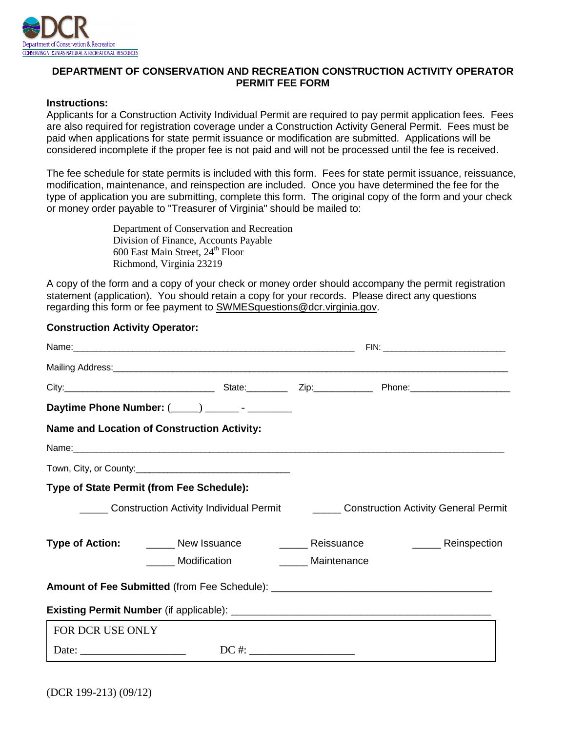DCR
Department of Conservation & Recreation
CONSERVING VIRGINIA'S NATURAL & RECREATIONAL RESOURCES

# DEPARTMENT OF CONSERVATION AND RECREATION CONSTRUCTION ACTIVITY OPERATOR PERMIT FEE FORM

**Instructions:**
Applicants for a Construction Activity Individual Permit are required to pay permit application fees. Fees are also required for registration coverage under a Construction Activity General Permit. Fees must be paid when applications for state permit issuance or modification are submitted. Applications will be considered incomplete if the proper fee is not paid and will not be processed until the fee is received.

The fee schedule for state permits is included with this form. Fees for state permit issuance, reissuance, modification, maintenance, and reinspection are included. Once you have determined the fee for the type of application you are submitting, complete this form. The original copy of the form and your check or money order payable to "Treasurer of Virginia" should be mailed to:

> Department of Conservation and Recreation
> Division of Finance, Accounts Payable
> 600 East Main Street, 24th Floor
> Richmond, Virginia 23219

A copy of the form and a copy of your check or money order should accompany the permit registration statement (application). You should retain a copy for your records. Please direct any questions regarding this form or fee payment to SWMESquestions@dcr.virginia.gov.

**Construction Activity Operator:**

Name:____________________________________________ FIN: ______________________

Mailing Address:______________________________________________________________

City:__________________________ State:________ Zip:___________ Phone:__________________

**Daytime Phone Number:** (_____) ______ - ________

**Name and Location of Construction Activity:**

Name:____________________________________________________________________

Town, City, or County:___________________________

**Type of State Permit (from Fee Schedule):**

_____ Construction Activity Individual Permit     _____ Construction Activity General Permit

**Type of Action:**

_____ New Issuance     _____ Reissuance     _____ Reinspection

_____ Modification     _____ Maintenance

**Amount of Fee Submitted** (from Fee Schedule): ____________________________________

**Existing Permit Number** (if applicable): ________________________________________

| FOR DCR USE ONLY | |
|---|---|
| Date: __________________ | DC #: __________________ |

(DCR 199-213) (09/12)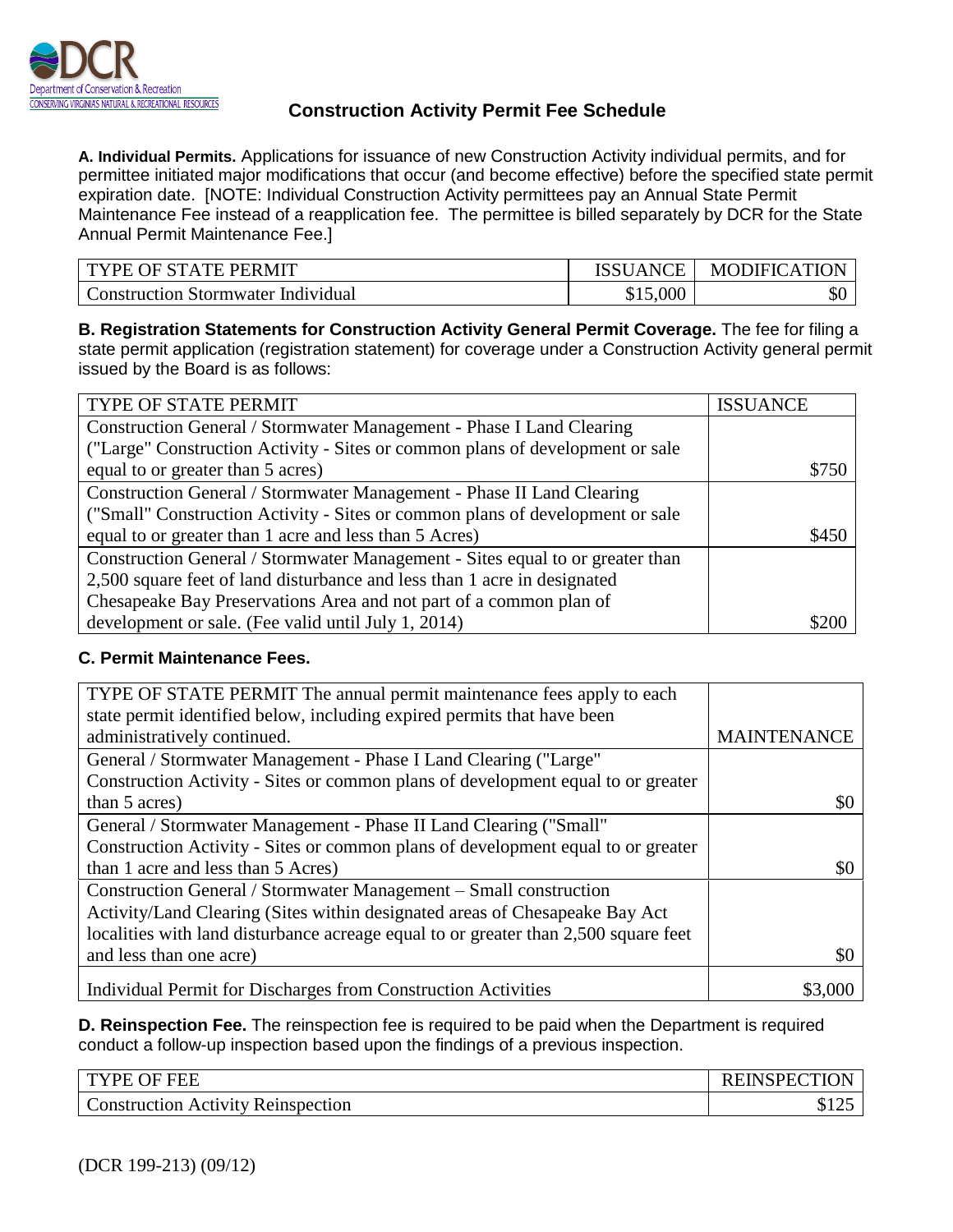Department of Conservation & Recreation
CONSERVING VIRGINIA'S NATURAL & RECREATIONAL RESOURCES

## Construction Activity Permit Fee Schedule

**A. Individual Permits.** Applications for issuance of new Construction Activity individual permits, and for permittee initiated major modifications that occur (and become effective) before the specified state permit expiration date. [NOTE: Individual Construction Activity permittees pay an Annual State Permit Maintenance Fee instead of a reapplication fee. The permittee is billed separately by DCR for the State Annual Permit Maintenance Fee.]

| TYPE OF STATE PERMIT | ISSUANCE | MODIFICATION |
|---|---|---|
| Construction Stormwater Individual | $15,000 | $0 |

**B. Registration Statements for Construction Activity General Permit Coverage.** The fee for filing a state permit application (registration statement) for coverage under a Construction Activity general permit issued by the Board is as follows:

| TYPE OF STATE PERMIT | ISSUANCE |
|---|---|
| Construction General / Stormwater Management - Phase I Land Clearing ("Large" Construction Activity - Sites or common plans of development or sale equal to or greater than 5 acres) | $750 |
| Construction General / Stormwater Management - Phase II Land Clearing ("Small" Construction Activity - Sites or common plans of development or sale equal to or greater than 1 acre and less than 5 Acres) | $450 |
| Construction General / Stormwater Management - Sites equal to or greater than 2,500 square feet of land disturbance and less than 1 acre in designated Chesapeake Bay Preservations Area and not part of a common plan of development or sale. (Fee valid until July 1, 2014) | $200 |

**C. Permit Maintenance Fees.**

| TYPE OF STATE PERMIT The annual permit maintenance fees apply to each state permit identified below, including expired permits that have been administratively continued. | MAINTENANCE |
|---|---|
| General / Stormwater Management - Phase I Land Clearing ("Large" Construction Activity - Sites or common plans of development equal to or greater than 5 acres) | $0 |
| General / Stormwater Management - Phase II Land Clearing ("Small" Construction Activity - Sites or common plans of development equal to or greater than 1 acre and less than 5 Acres) | $0 |
| Construction General / Stormwater Management – Small construction Activity/Land Clearing (Sites within designated areas of Chesapeake Bay Act localities with land disturbance acreage equal to or greater than 2,500 square feet and less than one acre) | $0 |
| Individual Permit for Discharges from Construction Activities | $3,000 |

**D. Reinspection Fee.** The reinspection fee is required to be paid when the Department is required conduct a follow-up inspection based upon the findings of a previous inspection.

| TYPE OF FEE | REINSPECTION |
|---|---|
| Construction Activity Reinspection | $125 |

(DCR 199-213) (09/12)